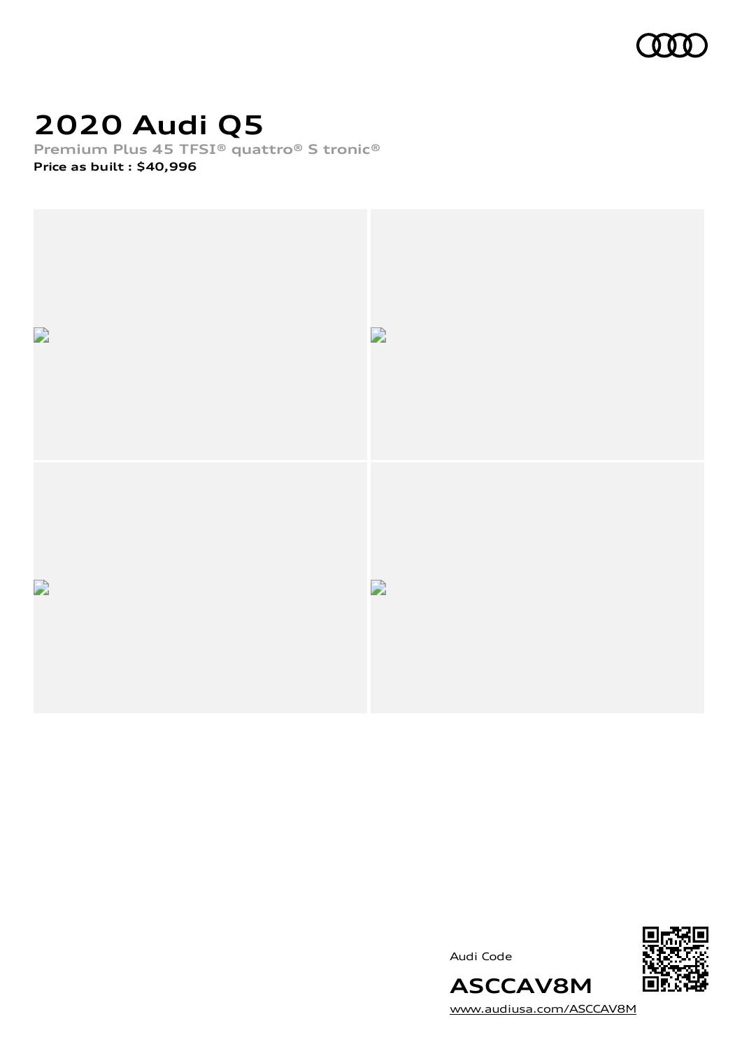# 2020 Audi Q5

Premium Plus 45 TFSI® quattro® S tronic®

**Price as built : $40,996**

Audi Code

**ASCCAV8M**

www.audiusa.com/ASCCAV8M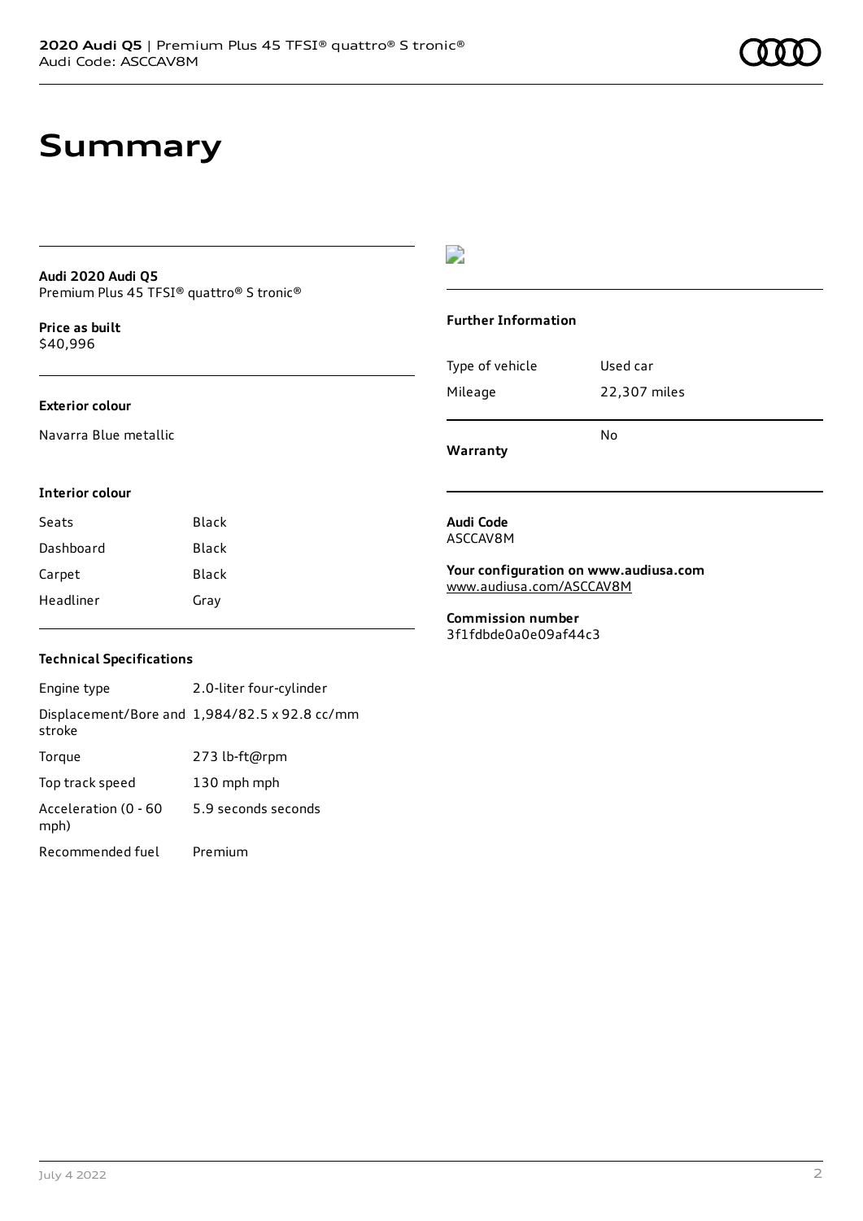# Summary

**Audi 2020 Audi Q5**
Premium Plus 45 TFSI® quattro® S tronic®

**Price as built**
$40,996

**Exterior colour**

Navarra Blue metallic

**Interior colour**

| Seats | Black |
|---|---|
| Dashboard | Black |
| Carpet | Black |
| Headliner | Gray |

**Technical Specifications**

| Engine type | 2.0-liter four-cylinder |
|---|---|
| Displacement/Bore and stroke | 1,984/82.5 x 92.8 cc/mm |
| Torque | 273 lb-ft@rpm |
| Top track speed | 130 mph mph |
| Acceleration (0 - 60 mph) | 5.9 seconds seconds |
| Recommended fuel | Premium |

**Further Information**

| Type of vehicle | Used car |
|---|---|
| Mileage | 22,307 miles |

**Warranty** No

**Audi Code**
ASCCAV8M

**Your configuration on www.audiusa.com**
www.audiusa.com/ASCCAV8M

**Commission number**
3f1fdbde0a0e09af44c3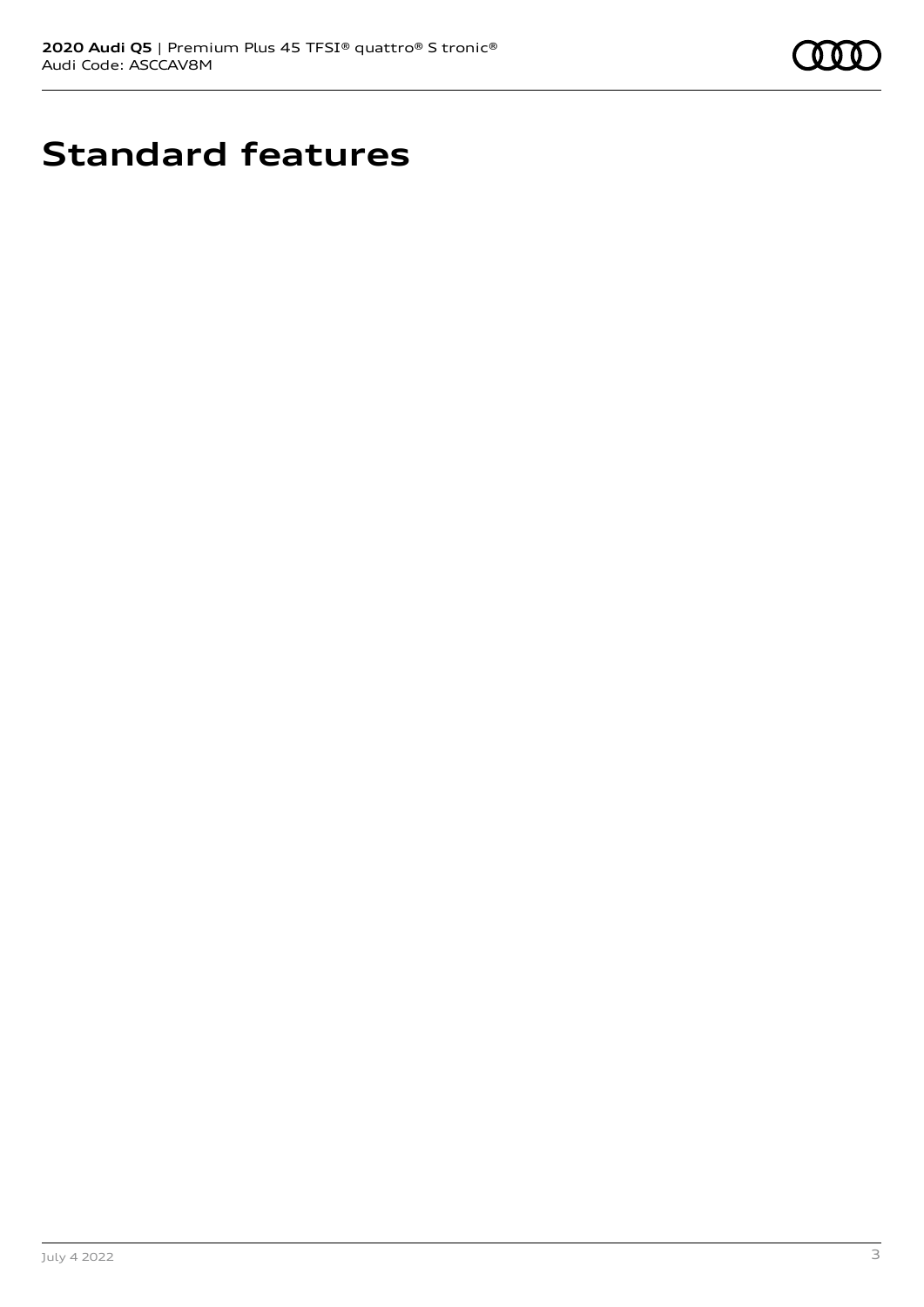# Standard features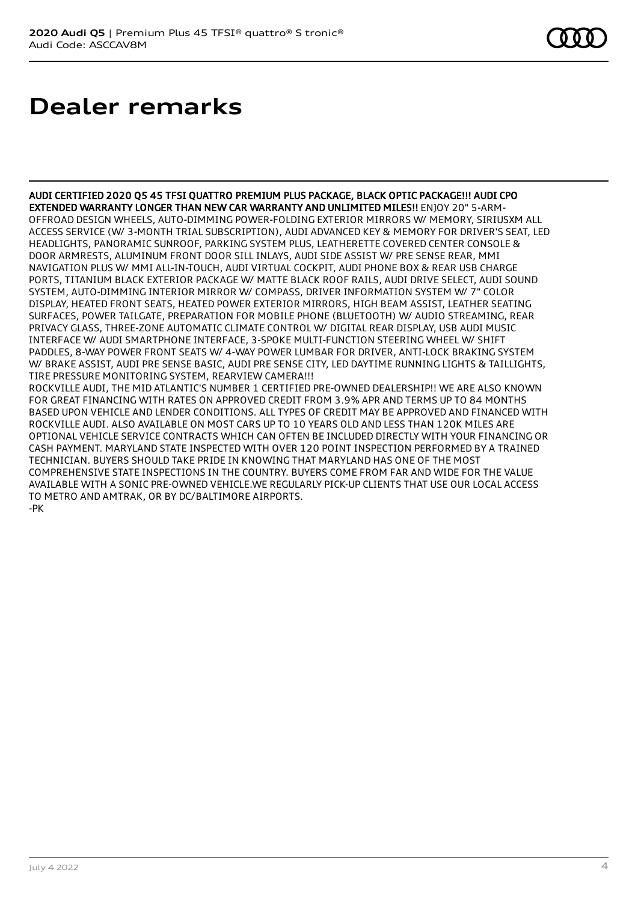# Dealer remarks

**AUDI CERTIFIED 2020 Q5 45 TFSI QUATTRO PREMIUM PLUS PACKAGE, BLACK OPTIC PACKAGE!!! AUDI CPO EXTENDED WARRANTY LONGER THAN NEW CAR WARRANTY AND UNLIMITED MILES!!** ENJOY 20" 5-ARM-OFFROAD DESIGN WHEELS, AUTO-DIMMING POWER-FOLDING EXTERIOR MIRRORS W/ MEMORY, SIRIUSXM ALL ACCESS SERVICE (W/ 3-MONTH TRIAL SUBSCRIPTION), AUDI ADVANCED KEY & MEMORY FOR DRIVER'S SEAT, LED HEADLIGHTS, PANORAMIC SUNROOF, PARKING SYSTEM PLUS, LEATHERETTE COVERED CENTER CONSOLE & DOOR ARMRESTS, ALUMINUM FRONT DOOR SILL INLAYS, AUDI SIDE ASSIST W/ PRE SENSE REAR, MMI NAVIGATION PLUS W/ MMI ALL-IN-TOUCH, AUDI VIRTUAL COCKPIT, AUDI PHONE BOX & REAR USB CHARGE PORTS, TITANIUM BLACK EXTERIOR PACKAGE W/ MATTE BLACK ROOF RAILS, AUDI DRIVE SELECT, AUDI SOUND SYSTEM, AUTO-DIMMING INTERIOR MIRROR W/ COMPASS, DRIVER INFORMATION SYSTEM W/ 7" COLOR DISPLAY, HEATED FRONT SEATS, HEATED POWER EXTERIOR MIRRORS, HIGH BEAM ASSIST, LEATHER SEATING SURFACES, POWER TAILGATE, PREPARATION FOR MOBILE PHONE (BLUETOOTH) W/ AUDIO STREAMING, REAR PRIVACY GLASS, THREE-ZONE AUTOMATIC CLIMATE CONTROL W/ DIGITAL REAR DISPLAY, USB AUDI MUSIC INTERFACE W/ AUDI SMARTPHONE INTERFACE, 3-SPOKE MULTI-FUNCTION STEERING WHEEL W/ SHIFT PADDLES, 8-WAY POWER FRONT SEATS W/ 4-WAY POWER LUMBAR FOR DRIVER, ANTI-LOCK BRAKING SYSTEM W/ BRAKE ASSIST, AUDI PRE SENSE BASIC, AUDI PRE SENSE CITY, LED DAYTIME RUNNING LIGHTS & TAILLIGHTS, TIRE PRESSURE MONITORING SYSTEM, REARVIEW CAMERA!!!

ROCKVILLE AUDI, THE MID ATLANTIC'S NUMBER 1 CERTIFIED PRE-OWNED DEALERSHIP!! WE ARE ALSO KNOWN FOR GREAT FINANCING WITH RATES ON APPROVED CREDIT FROM 3.9% APR AND TERMS UP TO 84 MONTHS BASED UPON VEHICLE AND LENDER CONDITIONS. ALL TYPES OF CREDIT MAY BE APPROVED AND FINANCED WITH ROCKVILLE AUDI. ALSO AVAILABLE ON MOST CARS UP TO 10 YEARS OLD AND LESS THAN 120K MILES ARE OPTIONAL VEHICLE SERVICE CONTRACTS WHICH CAN OFTEN BE INCLUDED DIRECTLY WITH YOUR FINANCING OR CASH PAYMENT. MARYLAND STATE INSPECTED WITH OVER 120 POINT INSPECTION PERFORMED BY A TRAINED TECHNICIAN. BUYERS SHOULD TAKE PRIDE IN KNOWING THAT MARYLAND HAS ONE OF THE MOST COMPREHENSIVE STATE INSPECTIONS IN THE COUNTRY. BUYERS COME FROM FAR AND WIDE FOR THE VALUE AVAILABLE WITH A SONIC PRE-OWNED VEHICLE.WE REGULARLY PICK-UP CLIENTS THAT USE OUR LOCAL ACCESS TO METRO AND AMTRAK, OR BY DC/BALTIMORE AIRPORTS.
-PK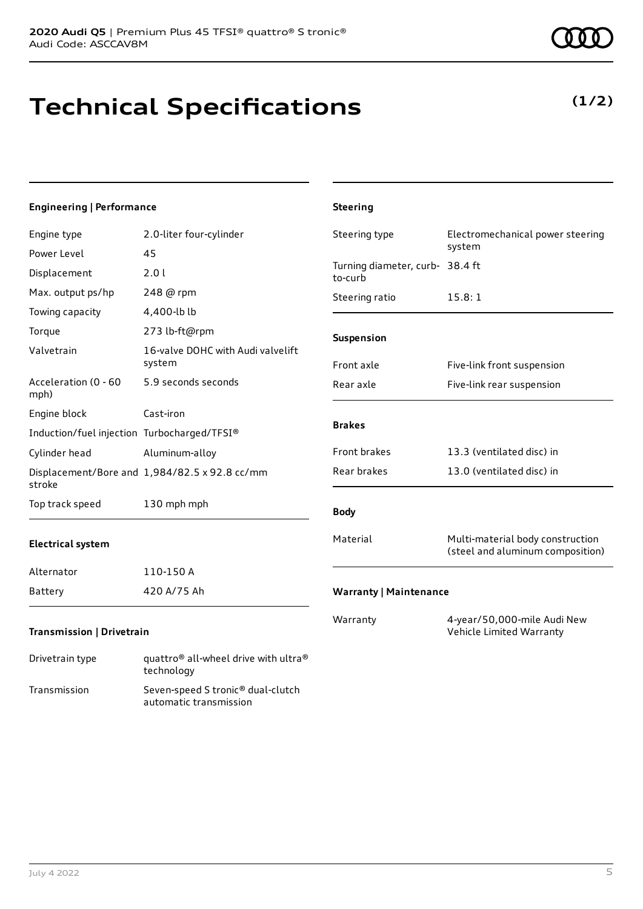# Technical Specifications

**(1/2)**

### Engineering | Performance

| | |
|---|---|
| Engine type | 2.0-liter four-cylinder |
| Power Level | 45 |
| Displacement | 2.0 l |
| Max. output ps/hp | 248 @ rpm |
| Towing capacity | 4,400-lb lb |
| Torque | 273 lb-ft@rpm |
| Valvetrain | 16-valve DOHC with Audi valvelift system |
| Acceleration (0 - 60 mph) | 5.9 seconds seconds |
| Engine block | Cast-iron |
| Induction/fuel injection | Turbocharged/TFSI® |
| Cylinder head | Aluminum-alloy |
| Displacement/Bore and stroke | 1,984/82.5 x 92.8 cc/mm |
| Top track speed | 130 mph mph |

### Electrical system

| | |
|---|---|
| Alternator | 110-150 A |
| Battery | 420 A/75 Ah |

### Transmission | Drivetrain

| | |
|---|---|
| Drivetrain type | quattro® all-wheel drive with ultra® technology |
| Transmission | Seven-speed S tronic® dual-clutch automatic transmission |

### Steering

| | |
|---|---|
| Steering type | Electromechanical power steering system |
| Turning diameter, curb-to-curb | 38.4 ft |
| Steering ratio | 15.8: 1 |

### Suspension

| | |
|---|---|
| Front axle | Five-link front suspension |
| Rear axle | Five-link rear suspension |

### Brakes

| | |
|---|---|
| Front brakes | 13.3 (ventilated disc) in |
| Rear brakes | 13.0 (ventilated disc) in |

### Body

| | |
|---|---|
| Material | Multi-material body construction (steel and aluminum composition) |

### Warranty | Maintenance

| | |
|---|---|
| Warranty | 4-year/50,000-mile Audi New Vehicle Limited Warranty |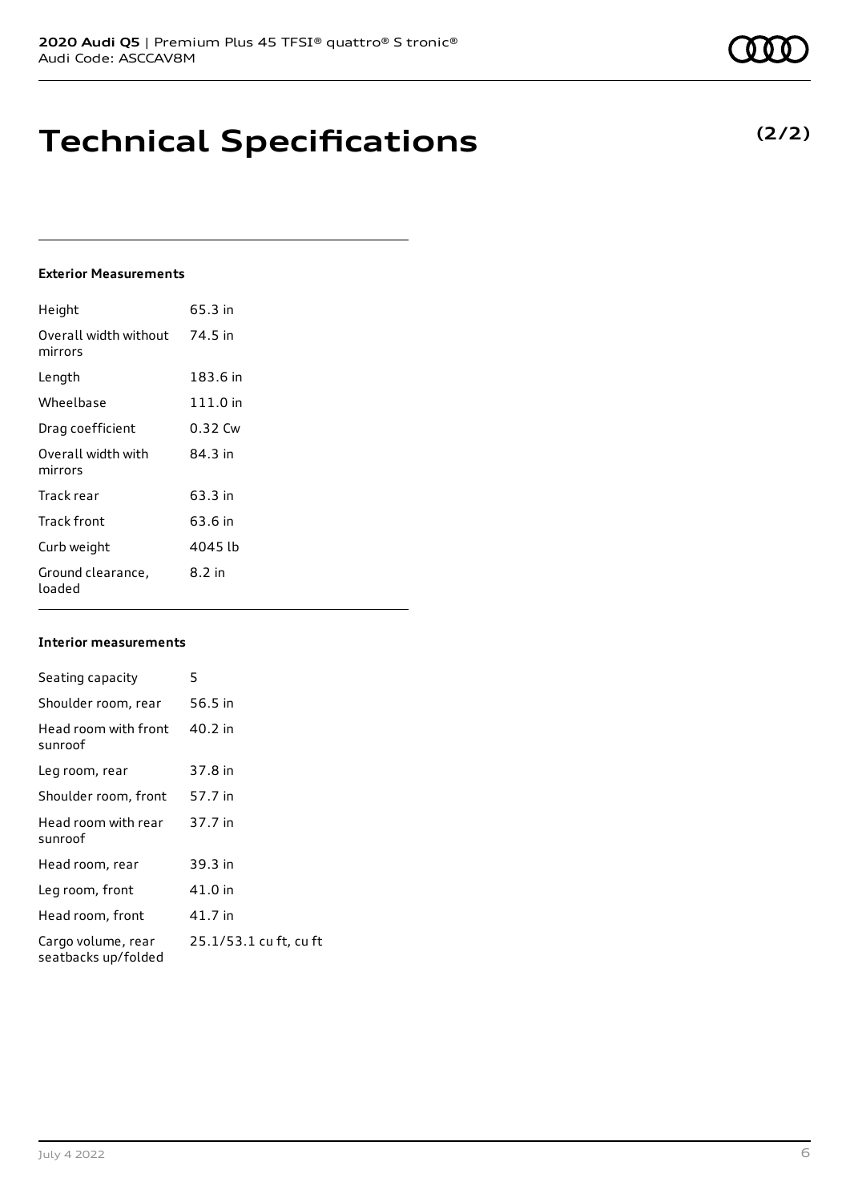# Technical Specifications

**(2/2)**

#### Exterior Measurements

| | |
|---|---|
| Height | 65.3 in |
| Overall width without mirrors | 74.5 in |
| Length | 183.6 in |
| Wheelbase | 111.0 in |
| Drag coefficient | 0.32 Cw |
| Overall width with mirrors | 84.3 in |
| Track rear | 63.3 in |
| Track front | 63.6 in |
| Curb weight | 4045 lb |
| Ground clearance, loaded | 8.2 in |

#### Interior measurements

| | |
|---|---|
| Seating capacity | 5 |
| Shoulder room, rear | 56.5 in |
| Head room with front sunroof | 40.2 in |
| Leg room, rear | 37.8 in |
| Shoulder room, front | 57.7 in |
| Head room with rear sunroof | 37.7 in |
| Head room, rear | 39.3 in |
| Leg room, front | 41.0 in |
| Head room, front | 41.7 in |
| Cargo volume, rear seatbacks up/folded | 25.1/53.1 cu ft, cu ft |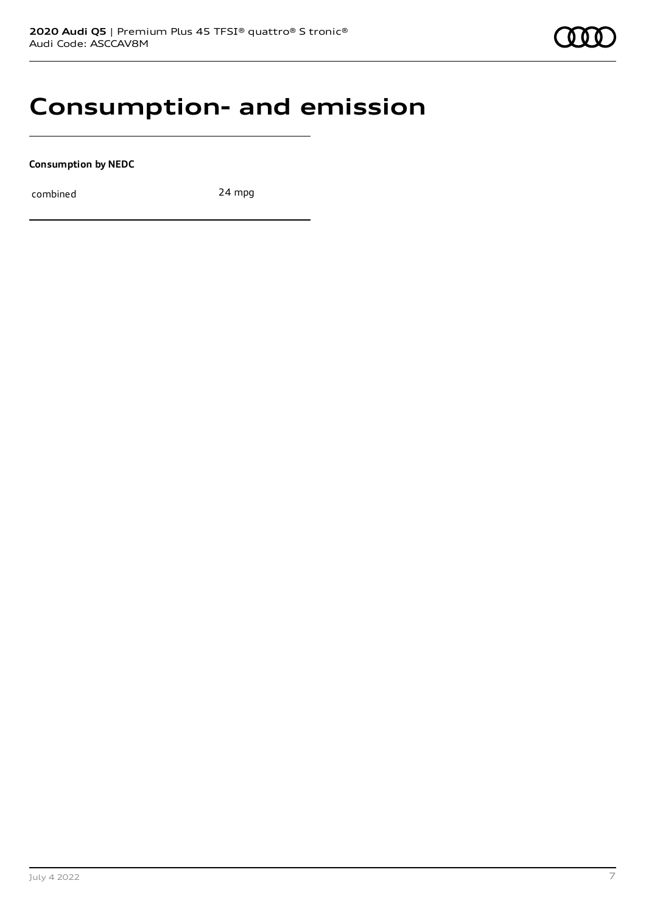# Consumption- and emission

**Consumption by NEDC**

| | |
|---|---|
| combined | 24 mpg |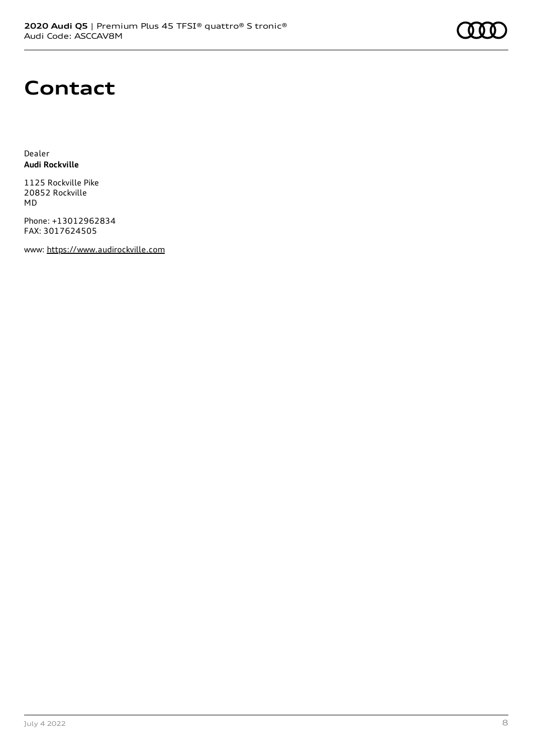# Contact

Dealer
**Audi Rockville**

1125 Rockville Pike
20852 Rockville
MD

Phone: +13012962834
FAX: 3017624505

www: https://www.audirockville.com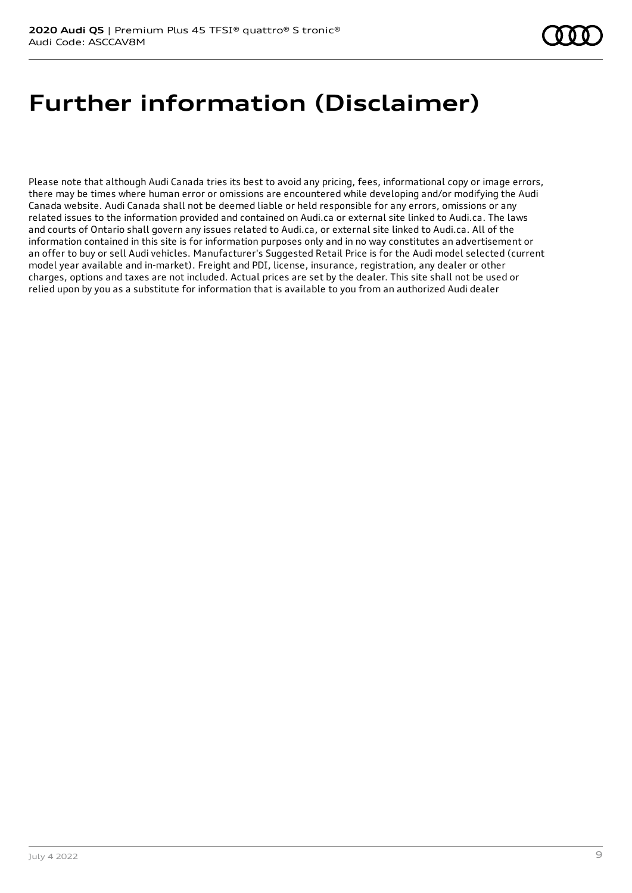# Further information (Disclaimer)

Please note that although Audi Canada tries its best to avoid any pricing, fees, informational copy or image errors, there may be times where human error or omissions are encountered while developing and/or modifying the Audi Canada website. Audi Canada shall not be deemed liable or held responsible for any errors, omissions or any related issues to the information provided and contained on Audi.ca or external site linked to Audi.ca. The laws and courts of Ontario shall govern any issues related to Audi.ca, or external site linked to Audi.ca. All of the information contained in this site is for information purposes only and in no way constitutes an advertisement or an offer to buy or sell Audi vehicles. Manufacturer's Suggested Retail Price is for the Audi model selected (current model year available and in-market). Freight and PDI, license, insurance, registration, any dealer or other charges, options and taxes are not included. Actual prices are set by the dealer. This site shall not be used or relied upon by you as a substitute for information that is available to you from an authorized Audi dealer